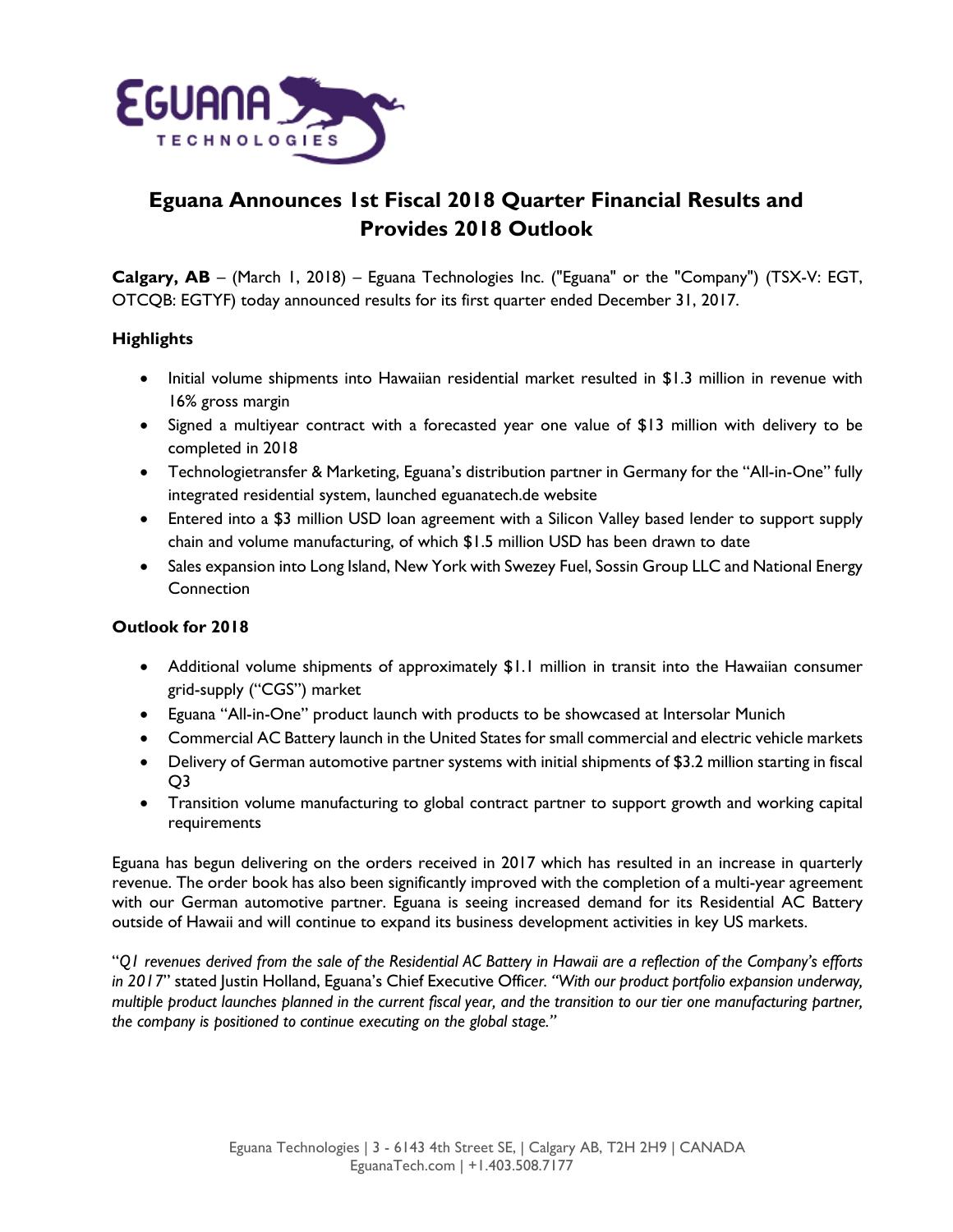# Eguana Announces 1st Fiscal 2018 Quarter Financial Results and Provides 2018 Outlook

**Calgary, AB** – (March 1, 2018) – Eguana Technologies Inc. ("Eguana" or the "Company") (TSX-V: EGT, OTCQB: EGTYF) today announced results for its first quarter ended December 31, 2017.

## Highlights

- Initial volume shipments into Hawaiian residential market resulted in $1.3 million in revenue with 16% gross margin
- Signed a multiyear contract with a forecasted year one value of $13 million with delivery to be completed in 2018
- Technologietransfer & Marketing, Eguana's distribution partner in Germany for the "All-in-One" fully integrated residential system, launched eguanatech.de website
- Entered into a $3 million USD loan agreement with a Silicon Valley based lender to support supply chain and volume manufacturing, of which $1.5 million USD has been drawn to date
- Sales expansion into Long Island, New York with Swezey Fuel, Sossin Group LLC and National Energy Connection

## Outlook for 2018

- Additional volume shipments of approximately $1.1 million in transit into the Hawaiian consumer grid-supply ("CGS") market
- Eguana "All-in-One" product launch with products to be showcased at Intersolar Munich
- Commercial AC Battery launch in the United States for small commercial and electric vehicle markets
- Delivery of German automotive partner systems with initial shipments of $3.2 million starting in fiscal Q3
- Transition volume manufacturing to global contract partner to support growth and working capital requirements

Eguana has begun delivering on the orders received in 2017 which has resulted in an increase in quarterly revenue. The order book has also been significantly improved with the completion of a multi-year agreement with our German automotive partner. Eguana is seeing increased demand for its Residential AC Battery outside of Hawaii and will continue to expand its business development activities in key US markets.

"*Q1 revenues derived from the sale of the Residential AC Battery in Hawaii are a reflection of the Company's efforts in 2017*" stated Justin Holland, Eguana's Chief Executive Officer. *"With our product portfolio expansion underway, multiple product launches planned in the current fiscal year, and the transition to our tier one manufacturing partner, the company is positioned to continue executing on the global stage."*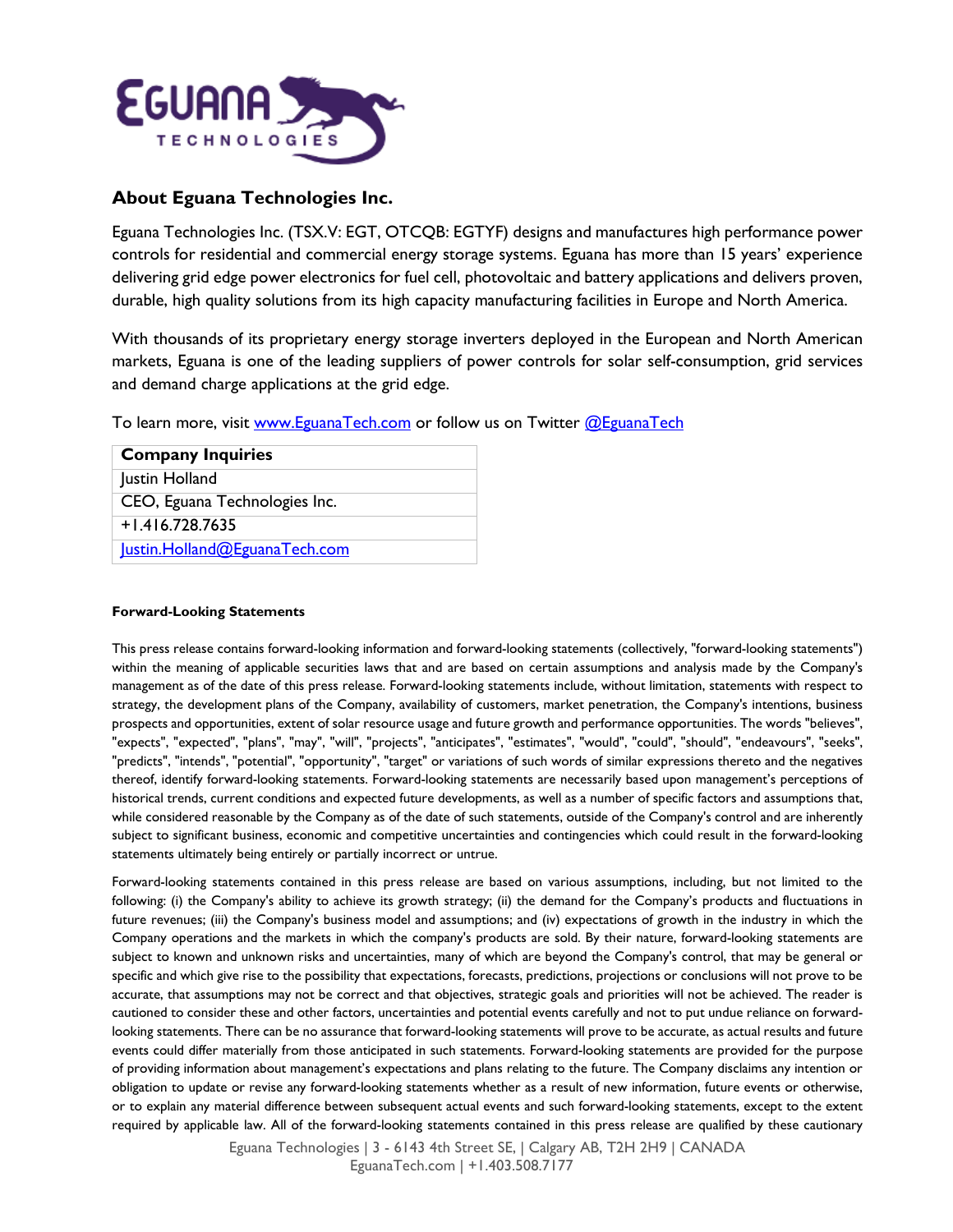## About Eguana Technologies Inc.

Eguana Technologies Inc. (TSX.V: EGT, OTCQB: EGTYF) designs and manufactures high performance power controls for residential and commercial energy storage systems. Eguana has more than 15 years' experience delivering grid edge power electronics for fuel cell, photovoltaic and battery applications and delivers proven, durable, high quality solutions from its high capacity manufacturing facilities in Europe and North America.

With thousands of its proprietary energy storage inverters deployed in the European and North American markets, Eguana is one of the leading suppliers of power controls for solar self-consumption, grid services and demand charge applications at the grid edge.

To learn more, visit [www.EguanaTech.com](http://www.EguanaTech.com) or follow us on Twitter [@EguanaTech](https://twitter.com/EguanaTech)

| Company Inquiries |
| --- |
| Justin Holland |
| CEO, Eguana Technologies Inc. |
| +1.416.728.7635 |
| Justin.Holland@EguanaTech.com |

**Forward-Looking Statements**

This press release contains forward-looking information and forward-looking statements (collectively, "forward-looking statements") within the meaning of applicable securities laws that and are based on certain assumptions and analysis made by the Company's management as of the date of this press release. Forward-looking statements include, without limitation, statements with respect to strategy, the development plans of the Company, availability of customers, market penetration, the Company's intentions, business prospects and opportunities, extent of solar resource usage and future growth and performance opportunities. The words "believes", "expects", "expected", "plans", "may", "will", "projects", "anticipates", "estimates", "would", "could", "should", "endeavours", "seeks", "predicts", "intends", "potential", "opportunity", "target" or variations of such words of similar expressions thereto and the negatives thereof, identify forward-looking statements. Forward-looking statements are necessarily based upon management's perceptions of historical trends, current conditions and expected future developments, as well as a number of specific factors and assumptions that, while considered reasonable by the Company as of the date of such statements, outside of the Company's control and are inherently subject to significant business, economic and competitive uncertainties and contingencies which could result in the forward-looking statements ultimately being entirely or partially incorrect or untrue.

Forward-looking statements contained in this press release are based on various assumptions, including, but not limited to the following: (i) the Company's ability to achieve its growth strategy; (ii) the demand for the Company's products and fluctuations in future revenues; (iii) the Company's business model and assumptions; and (iv) expectations of growth in the industry in which the Company operations and the markets in which the company's products are sold. By their nature, forward-looking statements are subject to known and unknown risks and uncertainties, many of which are beyond the Company's control, that may be general or specific and which give rise to the possibility that expectations, forecasts, predictions, projections or conclusions will not prove to be accurate, that assumptions may not be correct and that objectives, strategic goals and priorities will not be achieved. The reader is cautioned to consider these and other factors, uncertainties and potential events carefully and not to put undue reliance on forward-looking statements. There can be no assurance that forward-looking statements will prove to be accurate, as actual results and future events could differ materially from those anticipated in such statements. Forward-looking statements are provided for the purpose of providing information about management's expectations and plans relating to the future. The Company disclaims any intention or obligation to update or revise any forward-looking statements whether as a result of new information, future events or otherwise, or to explain any material difference between subsequent actual events and such forward-looking statements, except to the extent required by applicable law. All of the forward-looking statements contained in this press release are qualified by these cautionary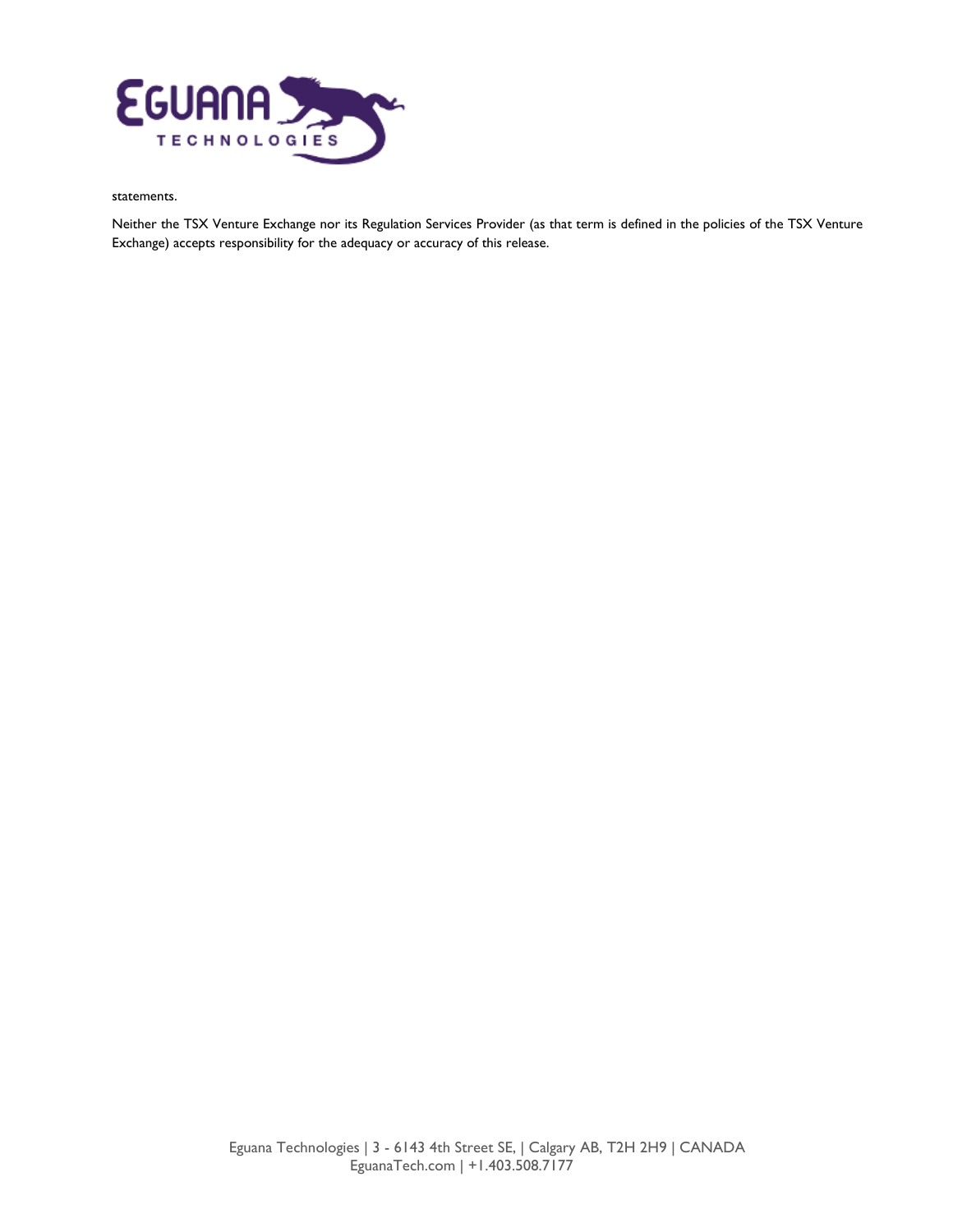statements.

Neither the TSX Venture Exchange nor its Regulation Services Provider (as that term is defined in the policies of the TSX Venture Exchange) accepts responsibility for the adequacy or accuracy of this release.